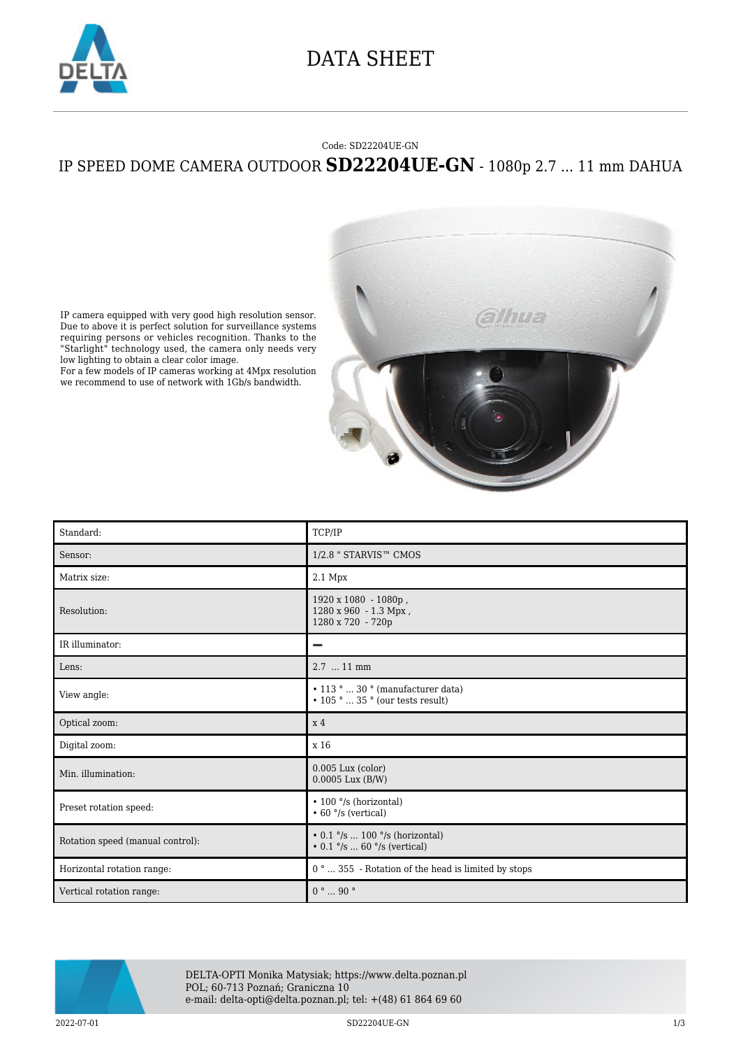# DATA SHEET

Code: SD22204UE-GN

## IP SPEED DOME CAMERA OUTDOOR **SD22204UE-GN** - 1080p 2.7 ... 11 mm DAHUA

IP camera equipped with very good high resolution sensor. Due to above it is perfect solution for surveillance systems requiring persons or vehicles recognition. Thanks to the "Starlight" technology used, the camera only needs very low lighting to obtain a clear color image.
For a few models of IP cameras working at 4Mpx resolution we recommend to use of network with 1Gb/s bandwidth.

| | |
|---|---|
| Standard: | TCP/IP |
| Sensor: | 1/2.8 " STARVIS™ CMOS |
| Matrix size: | 2.1 Mpx |
| Resolution: | 1920 x 1080 - 1080p ,<br>1280 x 960 - 1.3 Mpx ,<br>1280 x 720 - 720p |
| IR illuminator: | – |
| Lens: | 2.7 ... 11 mm |
| View angle: | • 113 ° ... 30 ° (manufacturer data)<br>• 105 ° ... 35 ° (our tests result) |
| Optical zoom: | x 4 |
| Digital zoom: | x 16 |
| Min. illumination: | 0.005 Lux (color)<br>0.0005 Lux (B/W) |
| Preset rotation speed: | • 100 °/s (horizontal)<br>• 60 °/s (vertical) |
| Rotation speed (manual control): | • 0.1 °/s ... 100 °/s (horizontal)<br>• 0.1 °/s ... 60 °/s (vertical) |
| Horizontal rotation range: | 0 ° ... 355 - Rotation of the head is limited by stops |
| Vertical rotation range: | 0 ° ... 90 ° |

DELTA-OPTI Monika Matysiak; https://www.delta.poznan.pl
POL; 60-713 Poznań; Graniczna 10
e-mail: delta-opti@delta.poznan.pl; tel: +(48) 61 864 69 60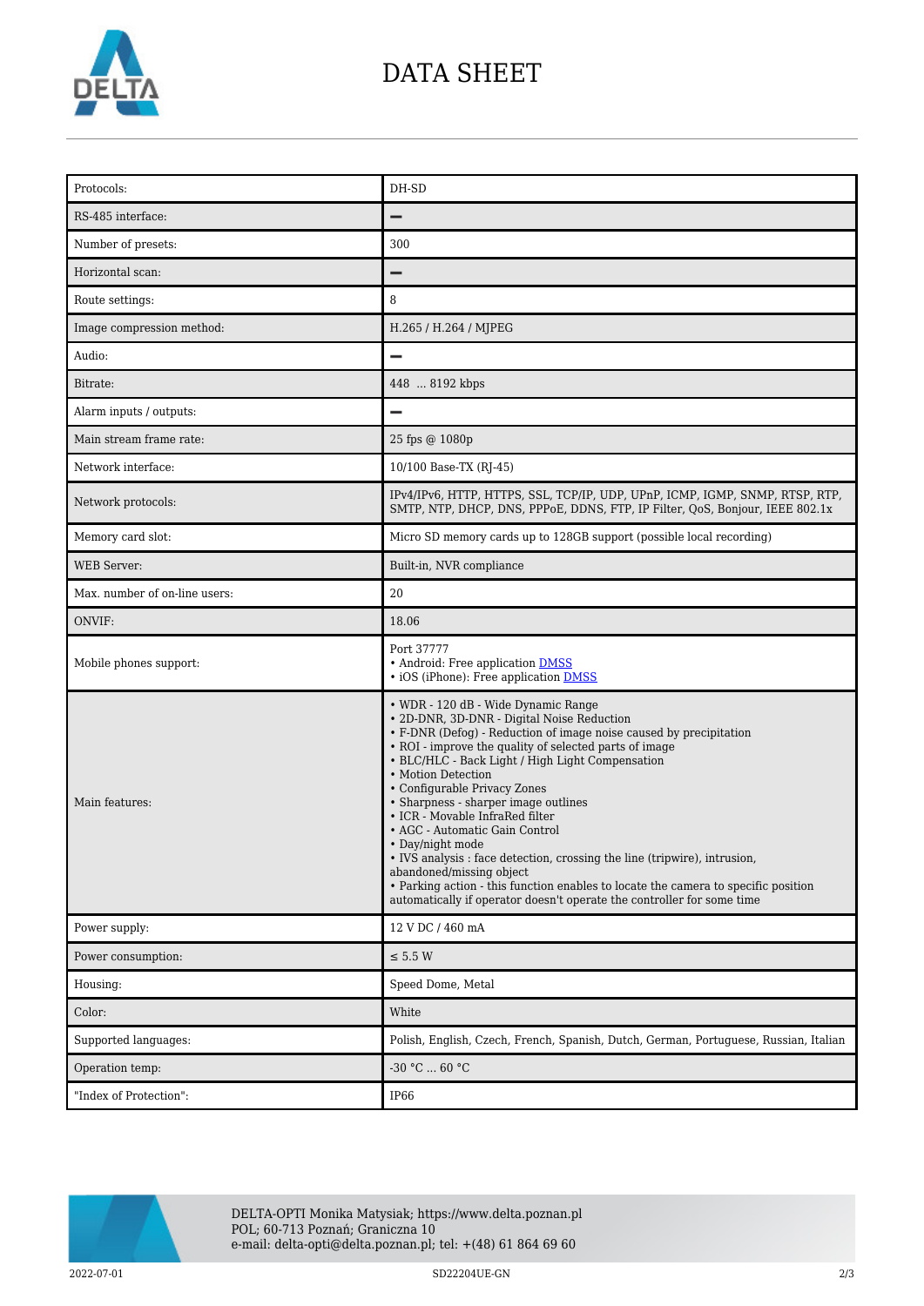# DATA SHEET

| | |
|---|---|
| Protocols: | DH-SD |
| RS-485 interface: | – |
| Number of presets: | 300 |
| Horizontal scan: | – |
| Route settings: | 8 |
| Image compression method: | H.265 / H.264 / MJPEG |
| Audio: | – |
| Bitrate: | 448 ... 8192 kbps |
| Alarm inputs / outputs: | – |
| Main stream frame rate: | 25 fps @ 1080p |
| Network interface: | 10/100 Base-TX (RJ-45) |
| Network protocols: | IPv4/IPv6, HTTP, HTTPS, SSL, TCP/IP, UDP, UPnP, ICMP, IGMP, SNMP, RTSP, RTP, SMTP, NTP, DHCP, DNS, PPPoE, DDNS, FTP, IP Filter, QoS, Bonjour, IEEE 802.1x |
| Memory card slot: | Micro SD memory cards up to 128GB support (possible local recording) |
| WEB Server: | Built-in, NVR compliance |
| Max. number of on-line users: | 20 |
| ONVIF: | 18.06 |
| Mobile phones support: | Port 37777<br>• Android: Free application DMSS<br>• iOS (iPhone): Free application DMSS |
| Main features: | • WDR - 120 dB - Wide Dynamic Range<br>• 2D-DNR, 3D-DNR - Digital Noise Reduction<br>• F-DNR (Defog) - Reduction of image noise caused by precipitation<br>• ROI - improve the quality of selected parts of image<br>• BLC/HLC - Back Light / High Light Compensation<br>• Motion Detection<br>• Configurable Privacy Zones<br>• Sharpness - sharper image outlines<br>• ICR - Movable InfraRed filter<br>• AGC - Automatic Gain Control<br>• Day/night mode<br>• IVS analysis : face detection, crossing the line (tripwire), intrusion, abandoned/missing object<br>• Parking action - this function enables to locate the camera to specific position automatically if operator doesn't operate the controller for some time |
| Power supply: | 12 V DC / 460 mA |
| Power consumption: | ≤ 5.5 W |
| Housing: | Speed Dome, Metal |
| Color: | White |
| Supported languages: | Polish, English, Czech, French, Spanish, Dutch, German, Portuguese, Russian, Italian |
| Operation temp: | -30 °C ... 60 °C |
| "Index of Protection": | IP66 |

DELTA-OPTI Monika Matysiak; https://www.delta.poznan.pl
POL; 60-713 Poznań; Graniczna 10
e-mail: delta-opti@delta.poznan.pl; tel: +(48) 61 864 69 60

2022-07-01 SD22204UE-GN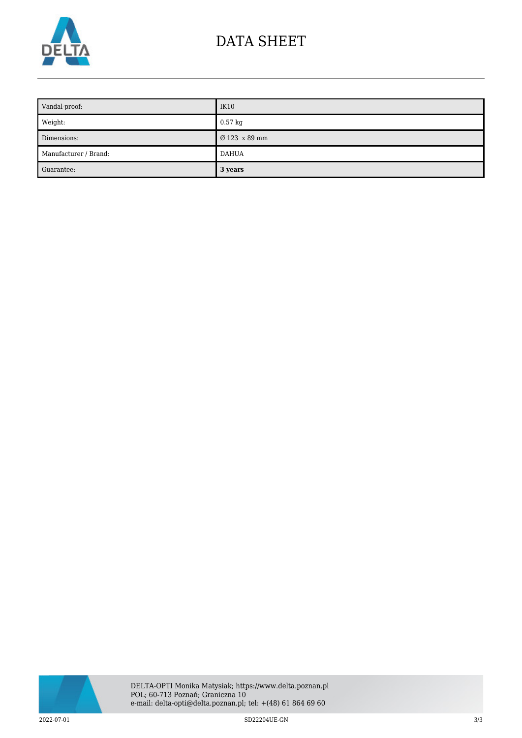| | |
|---|---|
| Vandal-proof: | IK10 |
| Weight: | 0.57 kg |
| Dimensions: | Ø 123  x 89 mm |
| Manufacturer / Brand: | DAHUA |
| Guarantee: | **3 years** |